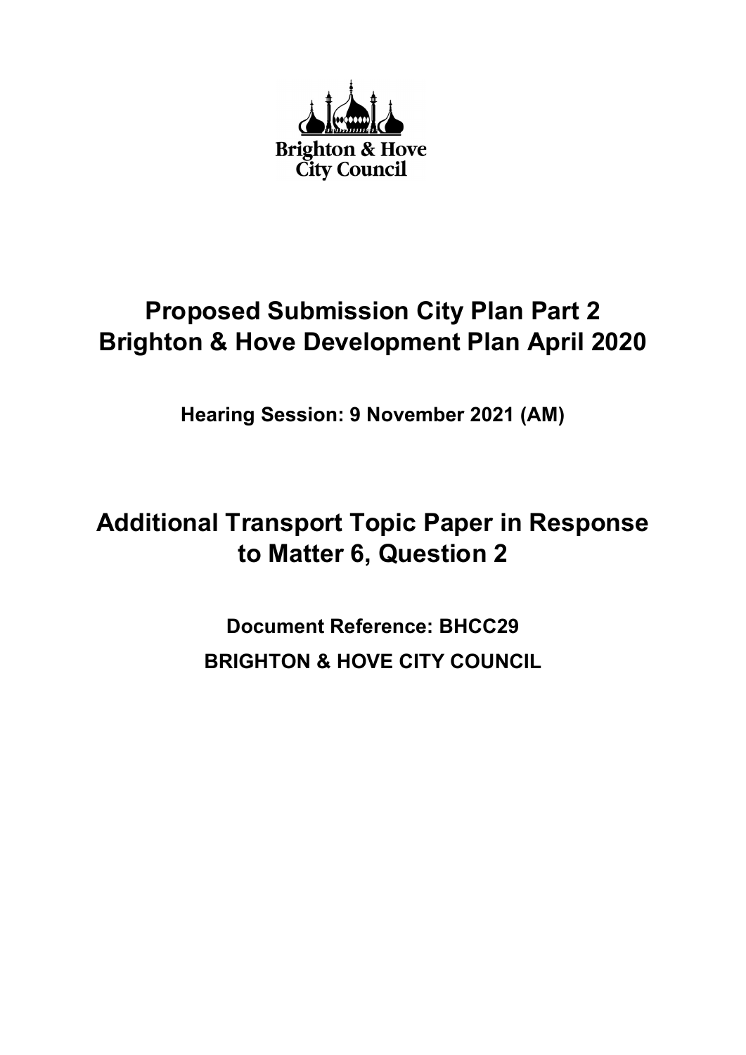Brighton & Hove City Council

# Proposed Submission City Plan Part 2 Brighton & Hove Development Plan April 2020

**Hearing Session: 9 November 2021 (AM)**

# Additional Transport Topic Paper in Response to Matter 6, Question 2

**Document Reference: BHCC29**

**BRIGHTON & HOVE CITY COUNCIL**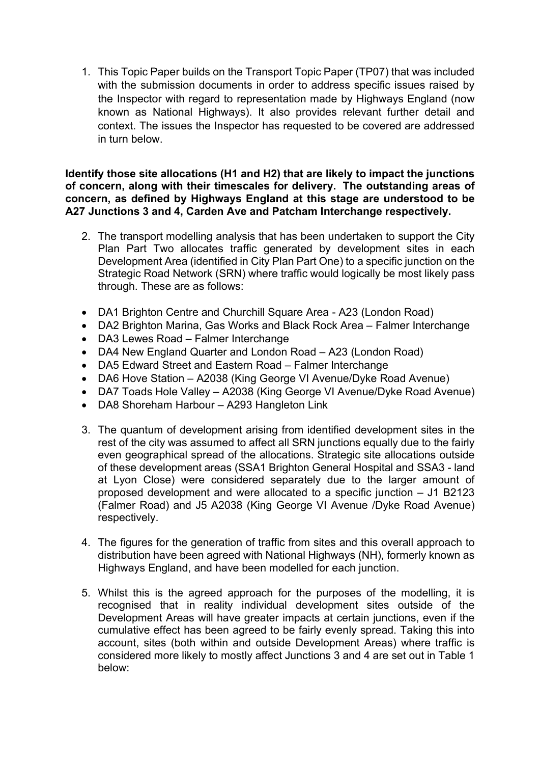1. This Topic Paper builds on the Transport Topic Paper (TP07) that was included with the submission documents in order to address specific issues raised by the Inspector with regard to representation made by Highways England (now known as National Highways). It also provides relevant further detail and context. The issues the Inspector has requested to be covered are addressed in turn below.

**Identify those site allocations (H1 and H2) that are likely to impact the junctions of concern, along with their timescales for delivery. The outstanding areas of concern, as defined by Highways England at this stage are understood to be A27 Junctions 3 and 4, Carden Ave and Patcham Interchange respectively.**

2. The transport modelling analysis that has been undertaken to support the City Plan Part Two allocates traffic generated by development sites in each Development Area (identified in City Plan Part One) to a specific junction on the Strategic Road Network (SRN) where traffic would logically be most likely pass through. These are as follows:

- DA1 Brighton Centre and Churchill Square Area - A23 (London Road)
- DA2 Brighton Marina, Gas Works and Black Rock Area – Falmer Interchange
- DA3 Lewes Road – Falmer Interchange
- DA4 New England Quarter and London Road – A23 (London Road)
- DA5 Edward Street and Eastern Road – Falmer Interchange
- DA6 Hove Station – A2038 (King George VI Avenue/Dyke Road Avenue)
- DA7 Toads Hole Valley – A2038 (King George VI Avenue/Dyke Road Avenue)
- DA8 Shoreham Harbour – A293 Hangleton Link

3. The quantum of development arising from identified development sites in the rest of the city was assumed to affect all SRN junctions equally due to the fairly even geographical spread of the allocations. Strategic site allocations outside of these development areas (SSA1 Brighton General Hospital and SSA3 - land at Lyon Close) were considered separately due to the larger amount of proposed development and were allocated to a specific junction – J1 B2123 (Falmer Road) and J5 A2038 (King George VI Avenue /Dyke Road Avenue) respectively.

4. The figures for the generation of traffic from sites and this overall approach to distribution have been agreed with National Highways (NH), formerly known as Highways England, and have been modelled for each junction.

5. Whilst this is the agreed approach for the purposes of the modelling, it is recognised that in reality individual development sites outside of the Development Areas will have greater impacts at certain junctions, even if the cumulative effect has been agreed to be fairly evenly spread. Taking this into account, sites (both within and outside Development Areas) where traffic is considered more likely to mostly affect Junctions 3 and 4 are set out in Table 1 below: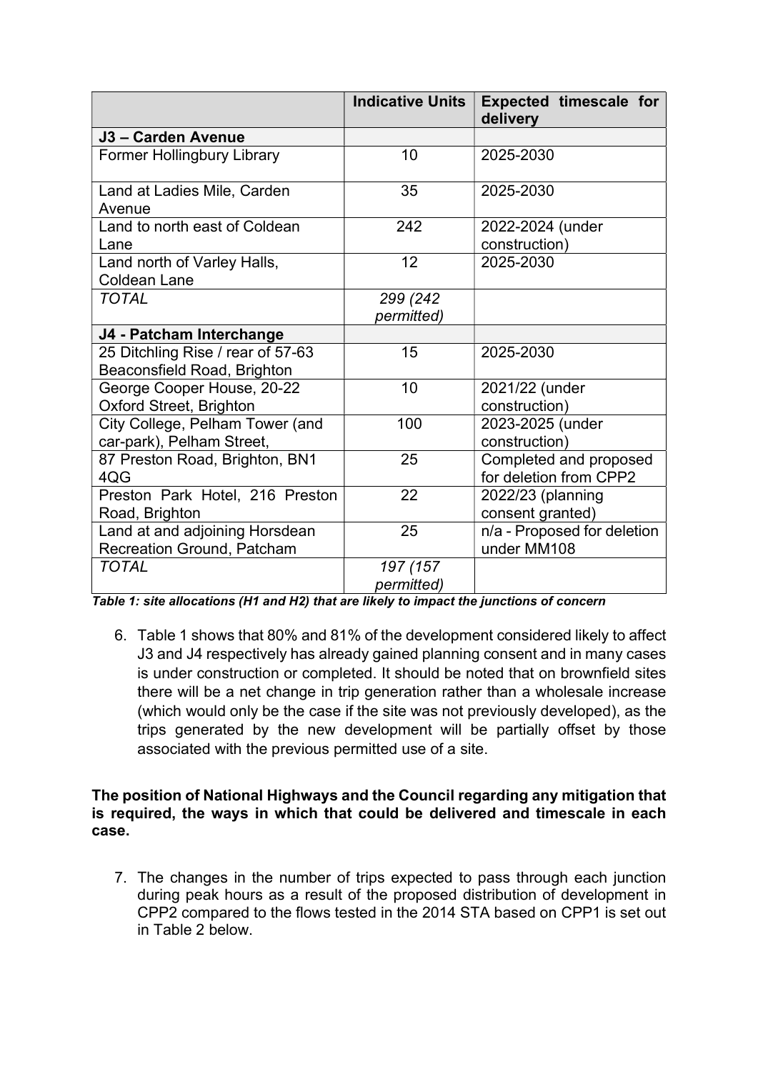| | Indicative Units | Expected timescale for delivery |
|---|---|---|
| **J3 – Carden Avenue** | | |
| Former Hollingbury Library | 10 | 2025-2030 |
| Land at Ladies Mile, Carden Avenue | 35 | 2025-2030 |
| Land to north east of Coldean Lane | 242 | 2022-2024 (under construction) |
| Land north of Varley Halls, Coldean Lane | 12 | 2025-2030 |
| *TOTAL* | *299 (242 permitted)* | |
| **J4 - Patcham Interchange** | | |
| 25 Ditchling Rise / rear of 57-63 Beaconsfield Road, Brighton | 15 | 2025-2030 |
| George Cooper House, 20-22 Oxford Street, Brighton | 10 | 2021/22 (under construction) |
| City College, Pelham Tower (and car-park), Pelham Street, | 100 | 2023-2025 (under construction) |
| 87 Preston Road, Brighton, BN1 4QG | 25 | Completed and proposed for deletion from CPP2 |
| Preston Park Hotel, 216 Preston Road, Brighton | 22 | 2022/23 (planning consent granted) |
| Land at and adjoining Horsdean Recreation Ground, Patcham | 25 | n/a - Proposed for deletion under MM108 |
| *TOTAL* | *197 (157 permitted)* | |

***Table 1: site allocations (H1 and H2) that are likely to impact the junctions of concern***

6. Table 1 shows that 80% and 81% of the development considered likely to affect J3 and J4 respectively has already gained planning consent and in many cases is under construction or completed. It should be noted that on brownfield sites there will be a net change in trip generation rather than a wholesale increase (which would only be the case if the site was not previously developed), as the trips generated by the new development will be partially offset by those associated with the previous permitted use of a site.

**The position of National Highways and the Council regarding any mitigation that is required, the ways in which that could be delivered and timescale in each case.**

7. The changes in the number of trips expected to pass through each junction during peak hours as a result of the proposed distribution of development in CPP2 compared to the flows tested in the 2014 STA based on CPP1 is set out in Table 2 below.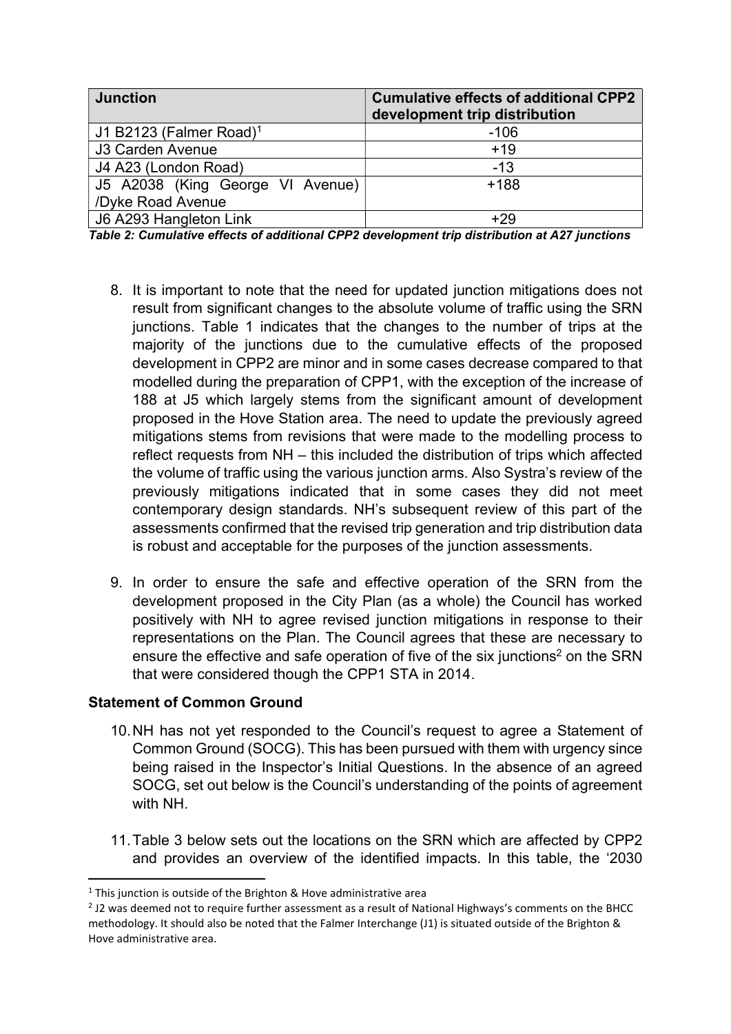| Junction | Cumulative effects of additional CPP2 development trip distribution |
|---|---|
| J1 B2123 (Falmer Road)[1] | -106 |
| J3 Carden Avenue | +19 |
| J4 A23 (London Road) | -13 |
| J5 A2038 (King George VI Avenue) /Dyke Road Avenue | +188 |
| J6 A293 Hangleton Link | +29 |

***Table 2: Cumulative effects of additional CPP2 development trip distribution at A27 junctions***

8. It is important to note that the need for updated junction mitigations does not result from significant changes to the absolute volume of traffic using the SRN junctions. Table 1 indicates that the changes to the number of trips at the majority of the junctions due to the cumulative effects of the proposed development in CPP2 are minor and in some cases decrease compared to that modelled during the preparation of CPP1, with the exception of the increase of 188 at J5 which largely stems from the significant amount of development proposed in the Hove Station area. The need to update the previously agreed mitigations stems from revisions that were made to the modelling process to reflect requests from NH – this included the distribution of trips which affected the volume of traffic using the various junction arms. Also Systra's review of the previously mitigations indicated that in some cases they did not meet contemporary design standards. NH's subsequent review of this part of the assessments confirmed that the revised trip generation and trip distribution data is robust and acceptable for the purposes of the junction assessments.

9. In order to ensure the safe and effective operation of the SRN from the development proposed in the City Plan (as a whole) the Council has worked positively with NH to agree revised junction mitigations in response to their representations on the Plan. The Council agrees that these are necessary to ensure the effective and safe operation of five of the six junctions[2] on the SRN that were considered though the CPP1 STA in 2014.

### Statement of Common Ground

10. NH has not yet responded to the Council's request to agree a Statement of Common Ground (SOCG). This has been pursued with them with urgency since being raised in the Inspector's Initial Questions. In the absence of an agreed SOCG, set out below is the Council's understanding of the points of agreement with NH.

11. Table 3 below sets out the locations on the SRN which are affected by CPP2 and provides an overview of the identified impacts. In this table, the '2030

---

[1] This junction is outside of the Brighton & Hove administrative area

[2] J2 was deemed not to require further assessment as a result of National Highways's comments on the BHCC methodology. It should also be noted that the Falmer Interchange (J1) is situated outside of the Brighton & Hove administrative area.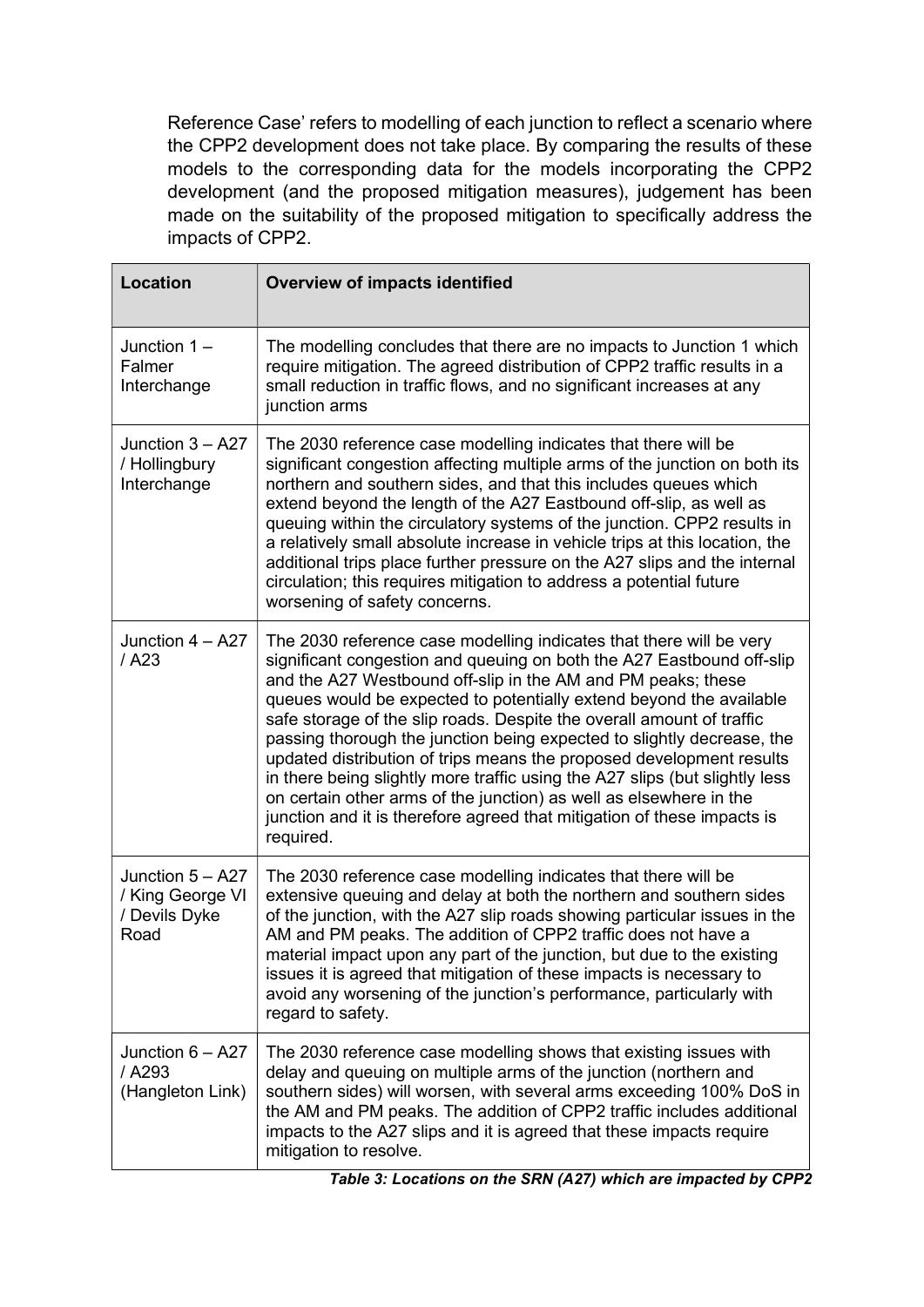Reference Case' refers to modelling of each junction to reflect a scenario where the CPP2 development does not take place. By comparing the results of these models to the corresponding data for the models incorporating the CPP2 development (and the proposed mitigation measures), judgement has been made on the suitability of the proposed mitigation to specifically address the impacts of CPP2.

| Location | Overview of impacts identified |
|---|---|
| Junction 1 – Falmer Interchange | The modelling concludes that there are no impacts to Junction 1 which require mitigation. The agreed distribution of CPP2 traffic results in a small reduction in traffic flows, and no significant increases at any junction arms |
| Junction 3 – A27 / Hollingbury Interchange | The 2030 reference case modelling indicates that there will be significant congestion affecting multiple arms of the junction on both its northern and southern sides, and that this includes queues which extend beyond the length of the A27 Eastbound off-slip, as well as queuing within the circulatory systems of the junction. CPP2 results in a relatively small absolute increase in vehicle trips at this location, the additional trips place further pressure on the A27 slips and the internal circulation; this requires mitigation to address a potential future worsening of safety concerns. |
| Junction 4 – A27 / A23 | The 2030 reference case modelling indicates that there will be very significant congestion and queuing on both the A27 Eastbound off-slip and the A27 Westbound off-slip in the AM and PM peaks; these queues would be expected to potentially extend beyond the available safe storage of the slip roads. Despite the overall amount of traffic passing thorough the junction being expected to slightly decrease, the updated distribution of trips means the proposed development results in there being slightly more traffic using the A27 slips (but slightly less on certain other arms of the junction) as well as elsewhere in the junction and it is therefore agreed that mitigation of these impacts is required. |
| Junction 5 – A27 / King George VI / Devils Dyke Road | The 2030 reference case modelling indicates that there will be extensive queuing and delay at both the northern and southern sides of the junction, with the A27 slip roads showing particular issues in the AM and PM peaks. The addition of CPP2 traffic does not have a material impact upon any part of the junction, but due to the existing issues it is agreed that mitigation of these impacts is necessary to avoid any worsening of the junction's performance, particularly with regard to safety. |
| Junction 6 – A27 / A293 (Hangleton Link) | The 2030 reference case modelling shows that existing issues with delay and queuing on multiple arms of the junction (northern and southern sides) will worsen, with several arms exceeding 100% DoS in the AM and PM peaks. The addition of CPP2 traffic includes additional impacts to the A27 slips and it is agreed that these impacts require mitigation to resolve. |

***Table 3: Locations on the SRN (A27) which are impacted by CPP2***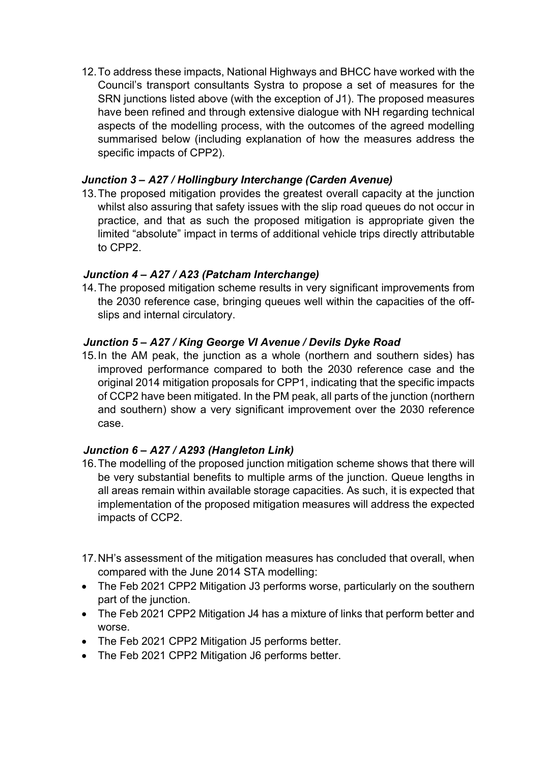12. To address these impacts, National Highways and BHCC have worked with the Council's transport consultants Systra to propose a set of measures for the SRN junctions listed above (with the exception of J1). The proposed measures have been refined and through extensive dialogue with NH regarding technical aspects of the modelling process, with the outcomes of the agreed modelling summarised below (including explanation of how the measures address the specific impacts of CPP2).

***Junction 3 – A27 / Hollingbury Interchange (Carden Avenue)***

13. The proposed mitigation provides the greatest overall capacity at the junction whilst also assuring that safety issues with the slip road queues do not occur in practice, and that as such the proposed mitigation is appropriate given the limited "absolute" impact in terms of additional vehicle trips directly attributable to CPP2.

***Junction 4 – A27 / A23 (Patcham Interchange)***

14. The proposed mitigation scheme results in very significant improvements from the 2030 reference case, bringing queues well within the capacities of the off-slips and internal circulatory.

***Junction 5 – A27 / King George VI Avenue / Devils Dyke Road***

15. In the AM peak, the junction as a whole (northern and southern sides) has improved performance compared to both the 2030 reference case and the original 2014 mitigation proposals for CPP1, indicating that the specific impacts of CCP2 have been mitigated. In the PM peak, all parts of the junction (northern and southern) show a very significant improvement over the 2030 reference case.

***Junction 6 – A27 / A293 (Hangleton Link)***

16. The modelling of the proposed junction mitigation scheme shows that there will be very substantial benefits to multiple arms of the junction. Queue lengths in all areas remain within available storage capacities. As such, it is expected that implementation of the proposed mitigation measures will address the expected impacts of CCP2.

17. NH's assessment of the mitigation measures has concluded that overall, when compared with the June 2014 STA modelling:

- The Feb 2021 CPP2 Mitigation J3 performs worse, particularly on the southern part of the junction.
- The Feb 2021 CPP2 Mitigation J4 has a mixture of links that perform better and worse.
- The Feb 2021 CPP2 Mitigation J5 performs better.
- The Feb 2021 CPP2 Mitigation J6 performs better.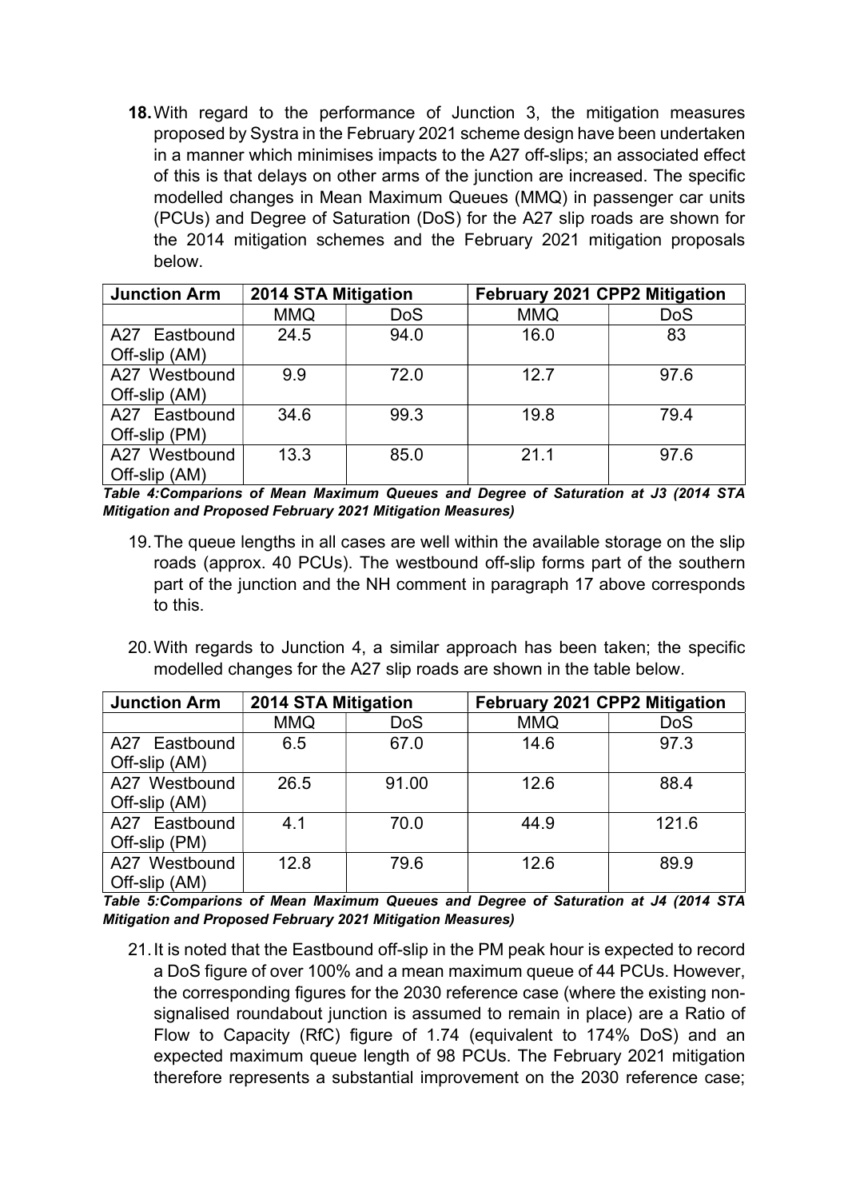18. With regard to the performance of Junction 3, the mitigation measures proposed by Systra in the February 2021 scheme design have been undertaken in a manner which minimises impacts to the A27 off-slips; an associated effect of this is that delays on other arms of the junction are increased. The specific modelled changes in Mean Maximum Queues (MMQ) in passenger car units (PCUs) and Degree of Saturation (DoS) for the A27 slip roads are shown for the 2014 mitigation schemes and the February 2021 mitigation proposals below.

| Junction Arm | 2014 STA Mitigation | | February 2021 CPP2 Mitigation | |
|---|---|---|---|---|
| | MMQ | DoS | MMQ | DoS |
| A27 Eastbound Off-slip (AM) | 24.5 | 94.0 | 16.0 | 83 |
| A27 Westbound Off-slip (AM) | 9.9 | 72.0 | 12.7 | 97.6 |
| A27 Eastbound Off-slip (PM) | 34.6 | 99.3 | 19.8 | 79.4 |
| A27 Westbound Off-slip (AM) | 13.3 | 85.0 | 21.1 | 97.6 |

***Table 4:Comparions of Mean Maximum Queues and Degree of Saturation at J3 (2014 STA Mitigation and Proposed February 2021 Mitigation Measures)***

19. The queue lengths in all cases are well within the available storage on the slip roads (approx. 40 PCUs). The westbound off-slip forms part of the southern part of the junction and the NH comment in paragraph 17 above corresponds to this.

20. With regards to Junction 4, a similar approach has been taken; the specific modelled changes for the A27 slip roads are shown in the table below.

| Junction Arm | 2014 STA Mitigation | | February 2021 CPP2 Mitigation | |
|---|---|---|---|---|
| | MMQ | DoS | MMQ | DoS |
| A27 Eastbound Off-slip (AM) | 6.5 | 67.0 | 14.6 | 97.3 |
| A27 Westbound Off-slip (AM) | 26.5 | 91.00 | 12.6 | 88.4 |
| A27 Eastbound Off-slip (PM) | 4.1 | 70.0 | 44.9 | 121.6 |
| A27 Westbound Off-slip (AM) | 12.8 | 79.6 | 12.6 | 89.9 |

***Table 5:Comparions of Mean Maximum Queues and Degree of Saturation at J4 (2014 STA Mitigation and Proposed February 2021 Mitigation Measures)***

21. It is noted that the Eastbound off-slip in the PM peak hour is expected to record a DoS figure of over 100% and a mean maximum queue of 44 PCUs. However, the corresponding figures for the 2030 reference case (where the existing non-signalised roundabout junction is assumed to remain in place) are a Ratio of Flow to Capacity (RfC) figure of 1.74 (equivalent to 174% DoS) and an expected maximum queue length of 98 PCUs. The February 2021 mitigation therefore represents a substantial improvement on the 2030 reference case;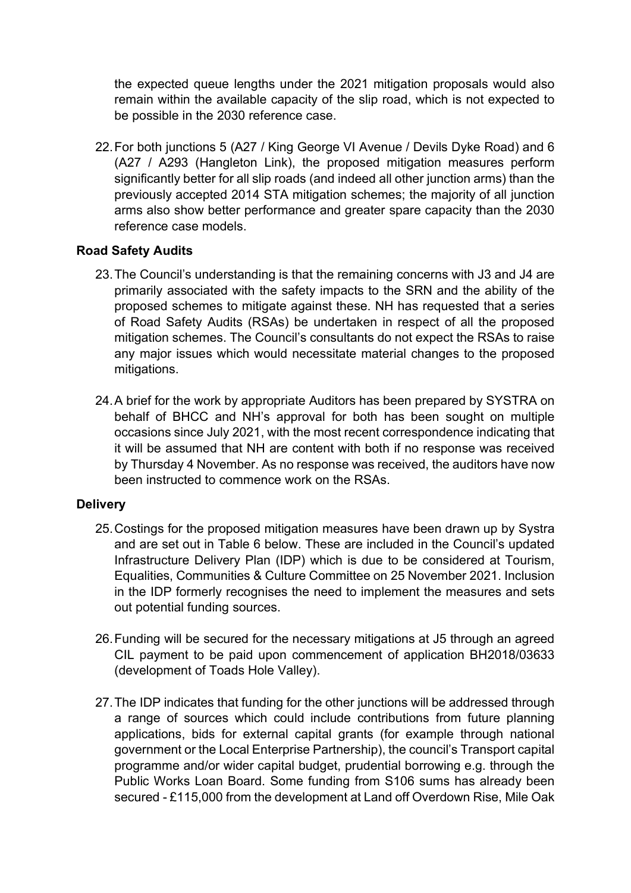the expected queue lengths under the 2021 mitigation proposals would also remain within the available capacity of the slip road, which is not expected to be possible in the 2030 reference case.

22. For both junctions 5 (A27 / King George VI Avenue / Devils Dyke Road) and 6 (A27 / A293 (Hangleton Link), the proposed mitigation measures perform significantly better for all slip roads (and indeed all other junction arms) than the previously accepted 2014 STA mitigation schemes; the majority of all junction arms also show better performance and greater spare capacity than the 2030 reference case models.

### Road Safety Audits

23. The Council's understanding is that the remaining concerns with J3 and J4 are primarily associated with the safety impacts to the SRN and the ability of the proposed schemes to mitigate against these. NH has requested that a series of Road Safety Audits (RSAs) be undertaken in respect of all the proposed mitigation schemes. The Council's consultants do not expect the RSAs to raise any major issues which would necessitate material changes to the proposed mitigations.

24. A brief for the work by appropriate Auditors has been prepared by SYSTRA on behalf of BHCC and NH's approval for both has been sought on multiple occasions since July 2021, with the most recent correspondence indicating that it will be assumed that NH are content with both if no response was received by Thursday 4 November. As no response was received, the auditors have now been instructed to commence work on the RSAs.

### Delivery

25. Costings for the proposed mitigation measures have been drawn up by Systra and are set out in Table 6 below. These are included in the Council's updated Infrastructure Delivery Plan (IDP) which is due to be considered at Tourism, Equalities, Communities & Culture Committee on 25 November 2021. Inclusion in the IDP formerly recognises the need to implement the measures and sets out potential funding sources.

26. Funding will be secured for the necessary mitigations at J5 through an agreed CIL payment to be paid upon commencement of application BH2018/03633 (development of Toads Hole Valley).

27. The IDP indicates that funding for the other junctions will be addressed through a range of sources which could include contributions from future planning applications, bids for external capital grants (for example through national government or the Local Enterprise Partnership), the council's Transport capital programme and/or wider capital budget, prudential borrowing e.g. through the Public Works Loan Board. Some funding from S106 sums has already been secured - £115,000 from the development at Land off Overdown Rise, Mile Oak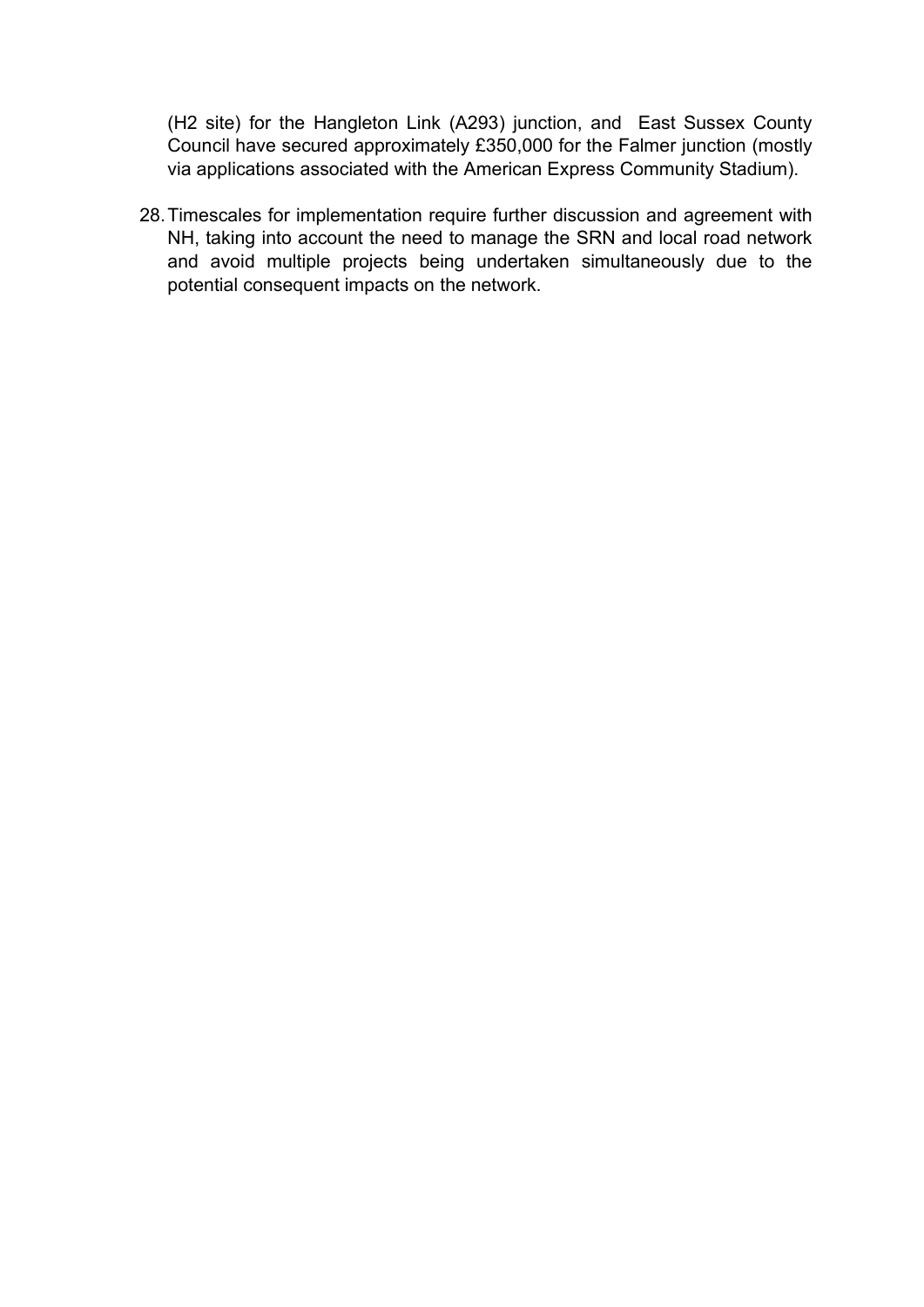(H2 site) for the Hangleton Link (A293) junction, and East Sussex County Council have secured approximately £350,000 for the Falmer junction (mostly via applications associated with the American Express Community Stadium).

28. Timescales for implementation require further discussion and agreement with NH, taking into account the need to manage the SRN and local road network and avoid multiple projects being undertaken simultaneously due to the potential consequent impacts on the network.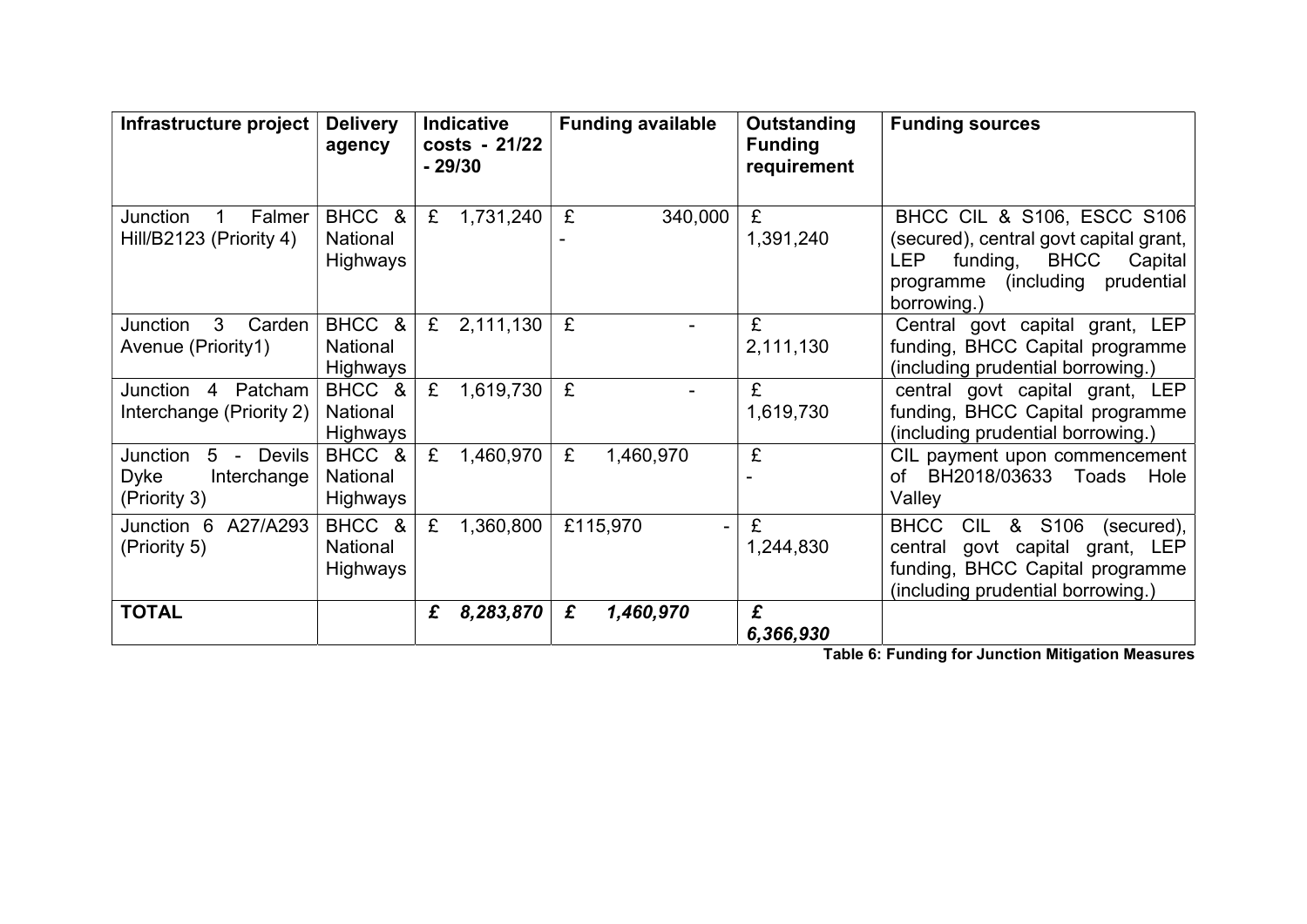| Infrastructure project | Delivery agency | Indicative costs - 21/22 - 29/30 | Funding available | Outstanding Funding requirement | Funding sources |
|---|---|---|---|---|---|
| Junction 1 Falmer Hill/B2123 (Priority 4) | BHCC & National Highways | £ 1,731,240 | £ 340,000 - | £ 1,391,240 | BHCC CIL & S106, ESCC S106 (secured), central govt capital grant, LEP funding, BHCC Capital programme (including prudential borrowing.) |
| Junction 3 Carden Avenue (Priority1) | BHCC & National Highways | £ 2,111,130 | £ - | £ 2,111,130 | Central govt capital grant, LEP funding, BHCC Capital programme (including prudential borrowing.) |
| Junction 4 Patcham Interchange (Priority 2) | BHCC & National Highways | £ 1,619,730 | £ - | £ 1,619,730 | central govt capital grant, LEP funding, BHCC Capital programme (including prudential borrowing.) |
| Junction 5 - Devils Dyke Interchange (Priority 3) | BHCC & National Highways | £ 1,460,970 | £ 1,460,970 | £ - | CIL payment upon commencement of BH2018/03633 Toads Hole Valley |
| Junction 6 A27/A293 (Priority 5) | BHCC & National Highways | £ 1,360,800 | £115,970 - | £ 1,244,830 | BHCC CIL & S106 (secured), central govt capital grant, LEP funding, BHCC Capital programme (including prudential borrowing.) |
| **TOTAL** | | ***£ 8,283,870*** | ***£ 1,460,970*** | ***£ 6,366,930*** | |

**Table 6: Funding for Junction Mitigation Measures**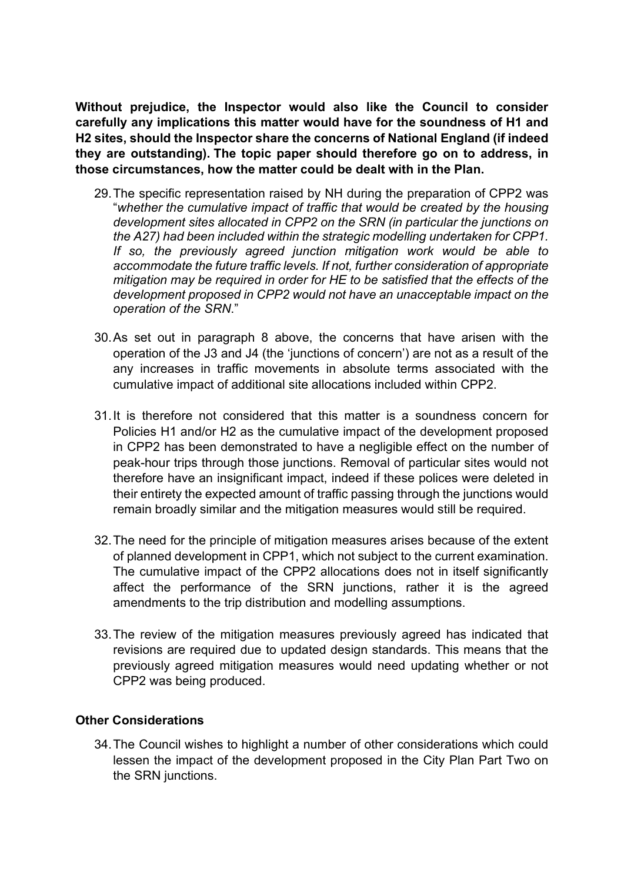**Without prejudice, the Inspector would also like the Council to consider carefully any implications this matter would have for the soundness of H1 and H2 sites, should the Inspector share the concerns of National England (if indeed they are outstanding). The topic paper should therefore go on to address, in those circumstances, how the matter could be dealt with in the Plan.**

29. The specific representation raised by NH during the preparation of CPP2 was "*whether the cumulative impact of traffic that would be created by the housing development sites allocated in CPP2 on the SRN (in particular the junctions on the A27) had been included within the strategic modelling undertaken for CPP1. If so, the previously agreed junction mitigation work would be able to accommodate the future traffic levels. If not, further consideration of appropriate mitigation may be required in order for HE to be satisfied that the effects of the development proposed in CPP2 would not have an unacceptable impact on the operation of the SRN.*"

30. As set out in paragraph 8 above, the concerns that have arisen with the operation of the J3 and J4 (the 'junctions of concern') are not as a result of the any increases in traffic movements in absolute terms associated with the cumulative impact of additional site allocations included within CPP2.

31. It is therefore not considered that this matter is a soundness concern for Policies H1 and/or H2 as the cumulative impact of the development proposed in CPP2 has been demonstrated to have a negligible effect on the number of peak-hour trips through those junctions. Removal of particular sites would not therefore have an insignificant impact, indeed if these polices were deleted in their entirety the expected amount of traffic passing through the junctions would remain broadly similar and the mitigation measures would still be required.

32. The need for the principle of mitigation measures arises because of the extent of planned development in CPP1, which not subject to the current examination. The cumulative impact of the CPP2 allocations does not in itself significantly affect the performance of the SRN junctions, rather it is the agreed amendments to the trip distribution and modelling assumptions.

33. The review of the mitigation measures previously agreed has indicated that revisions are required due to updated design standards. This means that the previously agreed mitigation measures would need updating whether or not CPP2 was being produced.

**Other Considerations**

34. The Council wishes to highlight a number of other considerations which could lessen the impact of the development proposed in the City Plan Part Two on the SRN junctions.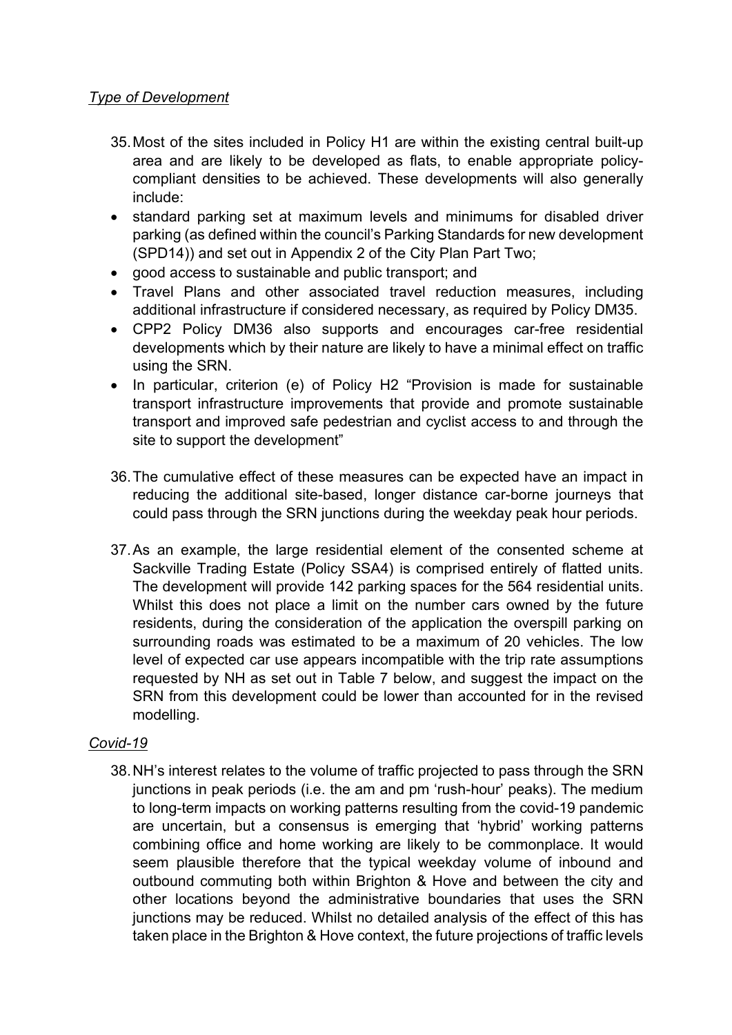*Type of Development*

35. Most of the sites included in Policy H1 are within the existing central built-up area and are likely to be developed as flats, to enable appropriate policy-compliant densities to be achieved. These developments will also generally include:

- standard parking set at maximum levels and minimums for disabled driver parking (as defined within the council's Parking Standards for new development (SPD14)) and set out in Appendix 2 of the City Plan Part Two;
- good access to sustainable and public transport; and
- Travel Plans and other associated travel reduction measures, including additional infrastructure if considered necessary, as required by Policy DM35.
- CPP2 Policy DM36 also supports and encourages car-free residential developments which by their nature are likely to have a minimal effect on traffic using the SRN.
- In particular, criterion (e) of Policy H2 "Provision is made for sustainable transport infrastructure improvements that provide and promote sustainable transport and improved safe pedestrian and cyclist access to and through the site to support the development"

36. The cumulative effect of these measures can be expected have an impact in reducing the additional site-based, longer distance car-borne journeys that could pass through the SRN junctions during the weekday peak hour periods.

37. As an example, the large residential element of the consented scheme at Sackville Trading Estate (Policy SSA4) is comprised entirely of flatted units. The development will provide 142 parking spaces for the 564 residential units. Whilst this does not place a limit on the number cars owned by the future residents, during the consideration of the application the overspill parking on surrounding roads was estimated to be a maximum of 20 vehicles. The low level of expected car use appears incompatible with the trip rate assumptions requested by NH as set out in Table 7 below, and suggest the impact on the SRN from this development could be lower than accounted for in the revised modelling.

*Covid-19*

38. NH's interest relates to the volume of traffic projected to pass through the SRN junctions in peak periods (i.e. the am and pm 'rush-hour' peaks). The medium to long-term impacts on working patterns resulting from the covid-19 pandemic are uncertain, but a consensus is emerging that 'hybrid' working patterns combining office and home working are likely to be commonplace. It would seem plausible therefore that the typical weekday volume of inbound and outbound commuting both within Brighton & Hove and between the city and other locations beyond the administrative boundaries that uses the SRN junctions may be reduced. Whilst no detailed analysis of the effect of this has taken place in the Brighton & Hove context, the future projections of traffic levels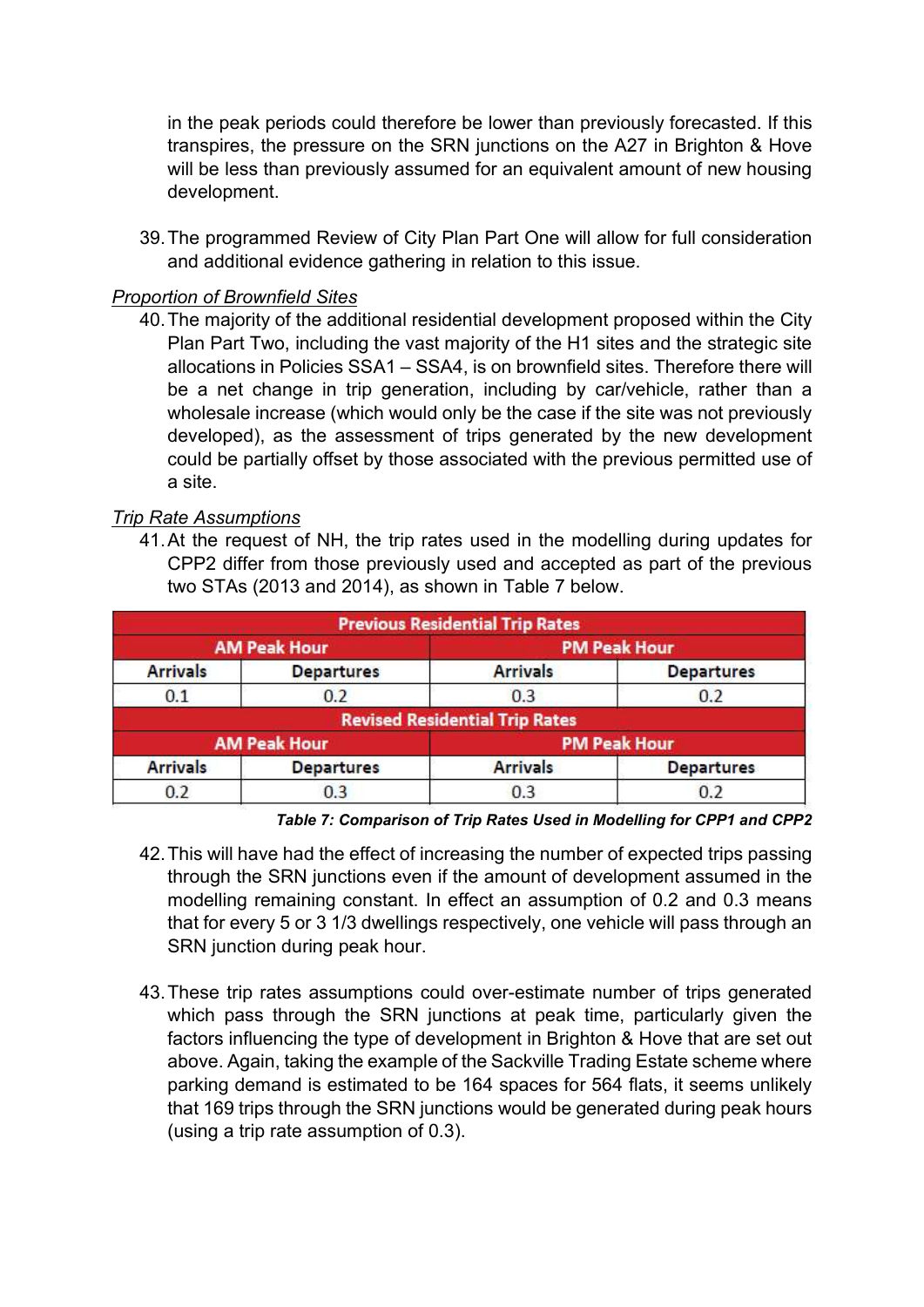in the peak periods could therefore be lower than previously forecasted. If this transpires, the pressure on the SRN junctions on the A27 in Brighton & Hove will be less than previously assumed for an equivalent amount of new housing development.

39. The programmed Review of City Plan Part One will allow for full consideration and additional evidence gathering in relation to this issue.

*Proportion of Brownfield Sites*

40. The majority of the additional residential development proposed within the City Plan Part Two, including the vast majority of the H1 sites and the strategic site allocations in Policies SSA1 – SSA4, is on brownfield sites. Therefore there will be a net change in trip generation, including by car/vehicle, rather than a wholesale increase (which would only be the case if the site was not previously developed), as the assessment of trips generated by the new development could be partially offset by those associated with the previous permitted use of a site.

*Trip Rate Assumptions*

41. At the request of NH, the trip rates used in the modelling during updates for CPP2 differ from those previously used and accepted as part of the previous two STAs (2013 and 2014), as shown in Table 7 below.

| Previous Residential Trip Rates | | | |
|---|---|---|---|
| AM Peak Hour | | PM Peak Hour | |
| Arrivals | Departures | Arrivals | Departures |
| 0.1 | 0.2 | 0.3 | 0.2 |
| **Revised Residential Trip Rates** | | | |
| **AM Peak Hour** | | **PM Peak Hour** | |
| Arrivals | Departures | Arrivals | Departures |
| 0.2 | 0.3 | 0.3 | 0.2 |

***Table 7: Comparison of Trip Rates Used in Modelling for CPP1 and CPP2***

42. This will have had the effect of increasing the number of expected trips passing through the SRN junctions even if the amount of development assumed in the modelling remaining constant. In effect an assumption of 0.2 and 0.3 means that for every 5 or 3 1/3 dwellings respectively, one vehicle will pass through an SRN junction during peak hour.

43. These trip rates assumptions could over-estimate number of trips generated which pass through the SRN junctions at peak time, particularly given the factors influencing the type of development in Brighton & Hove that are set out above. Again, taking the example of the Sackville Trading Estate scheme where parking demand is estimated to be 164 spaces for 564 flats, it seems unlikely that 169 trips through the SRN junctions would be generated during peak hours (using a trip rate assumption of 0.3).